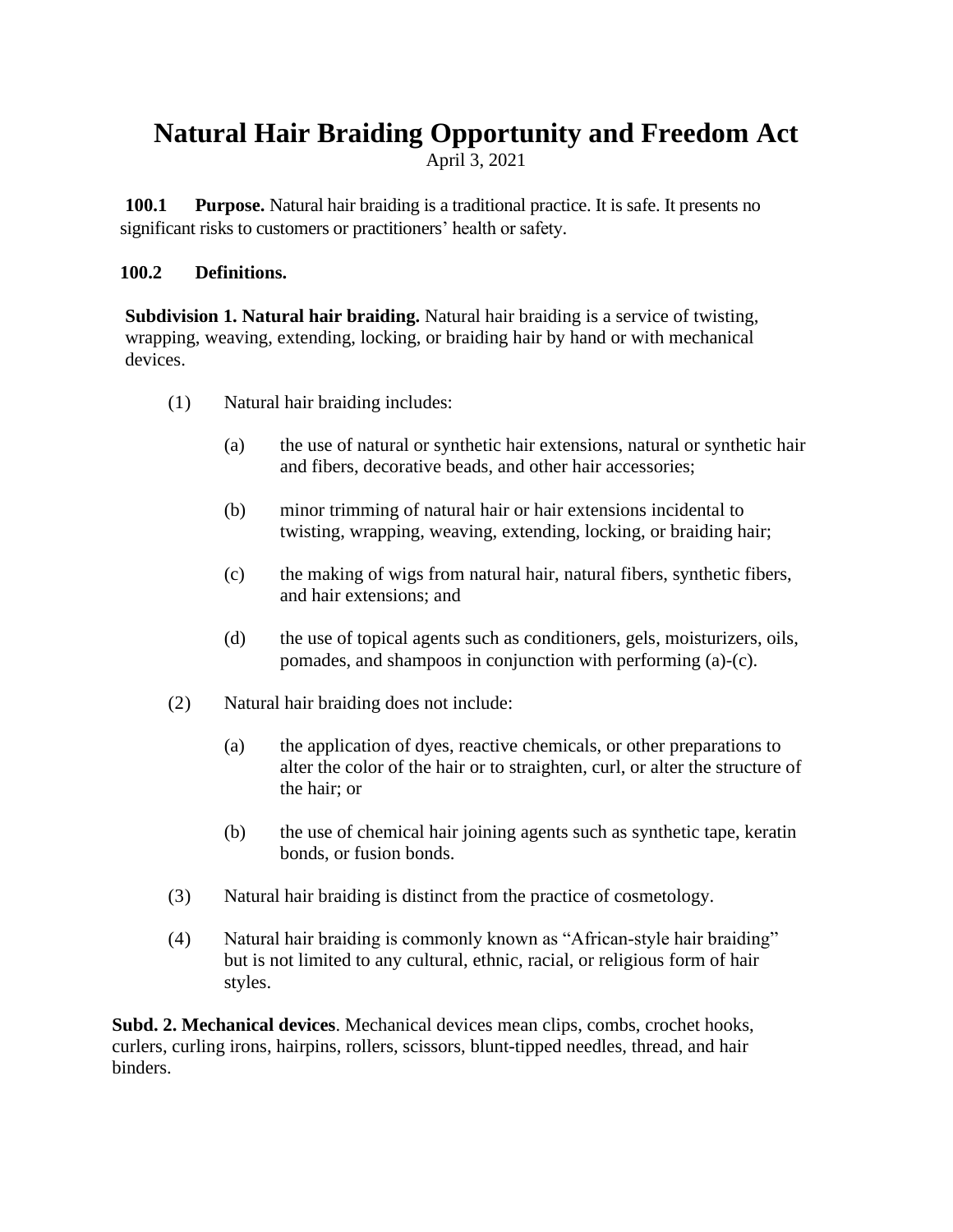# Natural Hair Braiding Opportunity and Freedom Act

April 3, 2021

**100.1 Purpose.** Natural hair braiding is a traditional practice. It is safe. It presents no significant risks to customers or practitioners' health or safety.

**100.2 Definitions.**

**Subdivision 1. Natural hair braiding.** Natural hair braiding is a service of twisting, wrapping, weaving, extending, locking, or braiding hair by hand or with mechanical devices.

(1) Natural hair braiding includes:

(a) the use of natural or synthetic hair extensions, natural or synthetic hair and fibers, decorative beads, and other hair accessories;

(b) minor trimming of natural hair or hair extensions incidental to twisting, wrapping, weaving, extending, locking, or braiding hair;

(c) the making of wigs from natural hair, natural fibers, synthetic fibers, and hair extensions; and

(d) the use of topical agents such as conditioners, gels, moisturizers, oils, pomades, and shampoos in conjunction with performing (a)-(c).

(2) Natural hair braiding does not include:

(a) the application of dyes, reactive chemicals, or other preparations to alter the color of the hair or to straighten, curl, or alter the structure of the hair; or

(b) the use of chemical hair joining agents such as synthetic tape, keratin bonds, or fusion bonds.

(3) Natural hair braiding is distinct from the practice of cosmetology.

(4) Natural hair braiding is commonly known as "African-style hair braiding" but is not limited to any cultural, ethnic, racial, or religious form of hair styles.

**Subd. 2. Mechanical devices**. Mechanical devices mean clips, combs, crochet hooks, curlers, curling irons, hairpins, rollers, scissors, blunt-tipped needles, thread, and hair binders.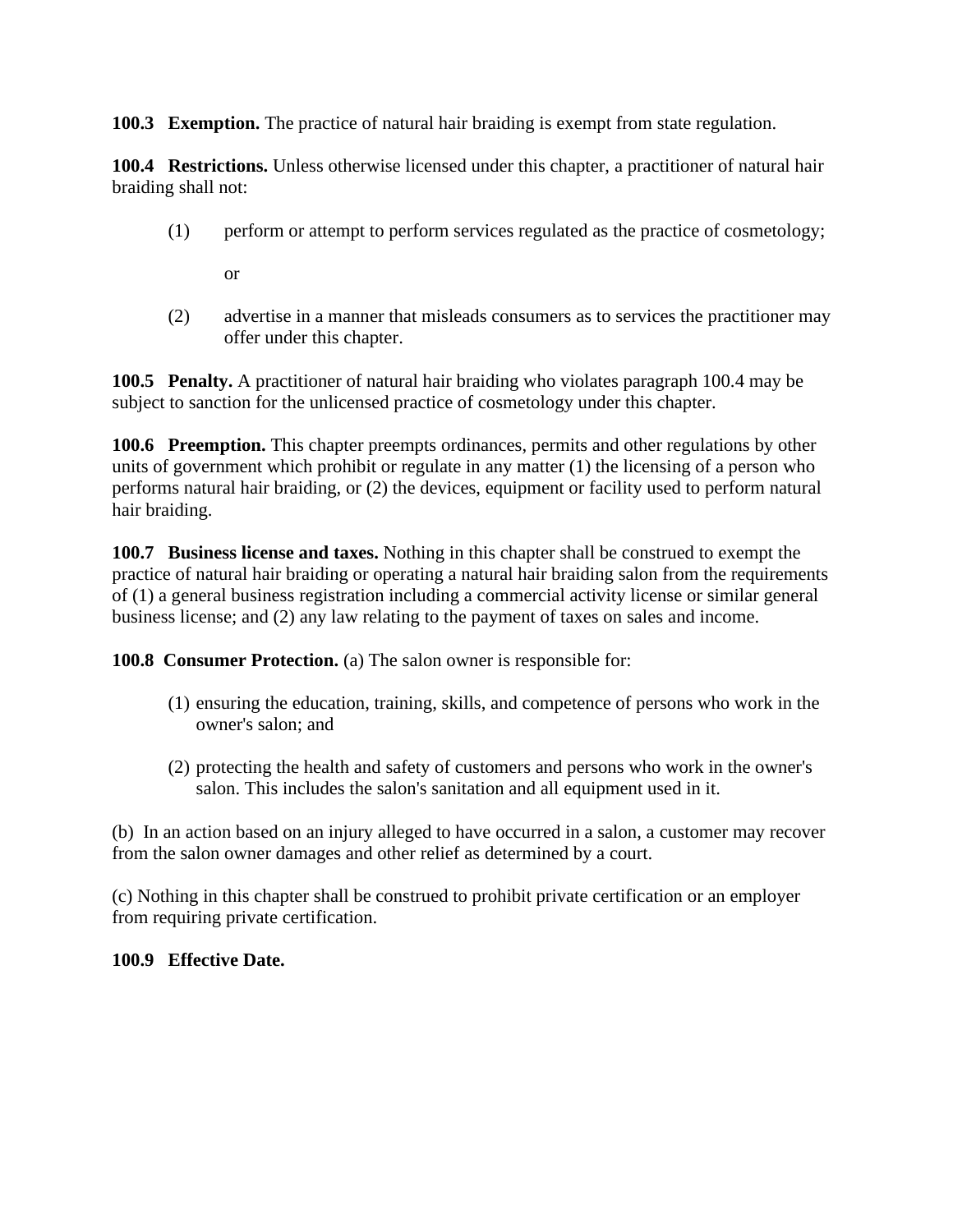**100.3 Exemption.** The practice of natural hair braiding is exempt from state regulation.

**100.4 Restrictions.** Unless otherwise licensed under this chapter, a practitioner of natural hair braiding shall not:

(1) perform or attempt to perform services regulated as the practice of cosmetology;

or

(2) advertise in a manner that misleads consumers as to services the practitioner may offer under this chapter.

**100.5 Penalty.** A practitioner of natural hair braiding who violates paragraph 100.4 may be subject to sanction for the unlicensed practice of cosmetology under this chapter.

**100.6 Preemption.** This chapter preempts ordinances, permits and other regulations by other units of government which prohibit or regulate in any matter (1) the licensing of a person who performs natural hair braiding, or (2) the devices, equipment or facility used to perform natural hair braiding.

**100.7 Business license and taxes.** Nothing in this chapter shall be construed to exempt the practice of natural hair braiding or operating a natural hair braiding salon from the requirements of (1) a general business registration including a commercial activity license or similar general business license; and (2) any law relating to the payment of taxes on sales and income.

**100.8 Consumer Protection.** (a) The salon owner is responsible for:

(1) ensuring the education, training, skills, and competence of persons who work in the owner's salon; and

(2) protecting the health and safety of customers and persons who work in the owner's salon. This includes the salon's sanitation and all equipment used in it.

(b) In an action based on an injury alleged to have occurred in a salon, a customer may recover from the salon owner damages and other relief as determined by a court.

(c) Nothing in this chapter shall be construed to prohibit private certification or an employer from requiring private certification.

**100.9 Effective Date.**